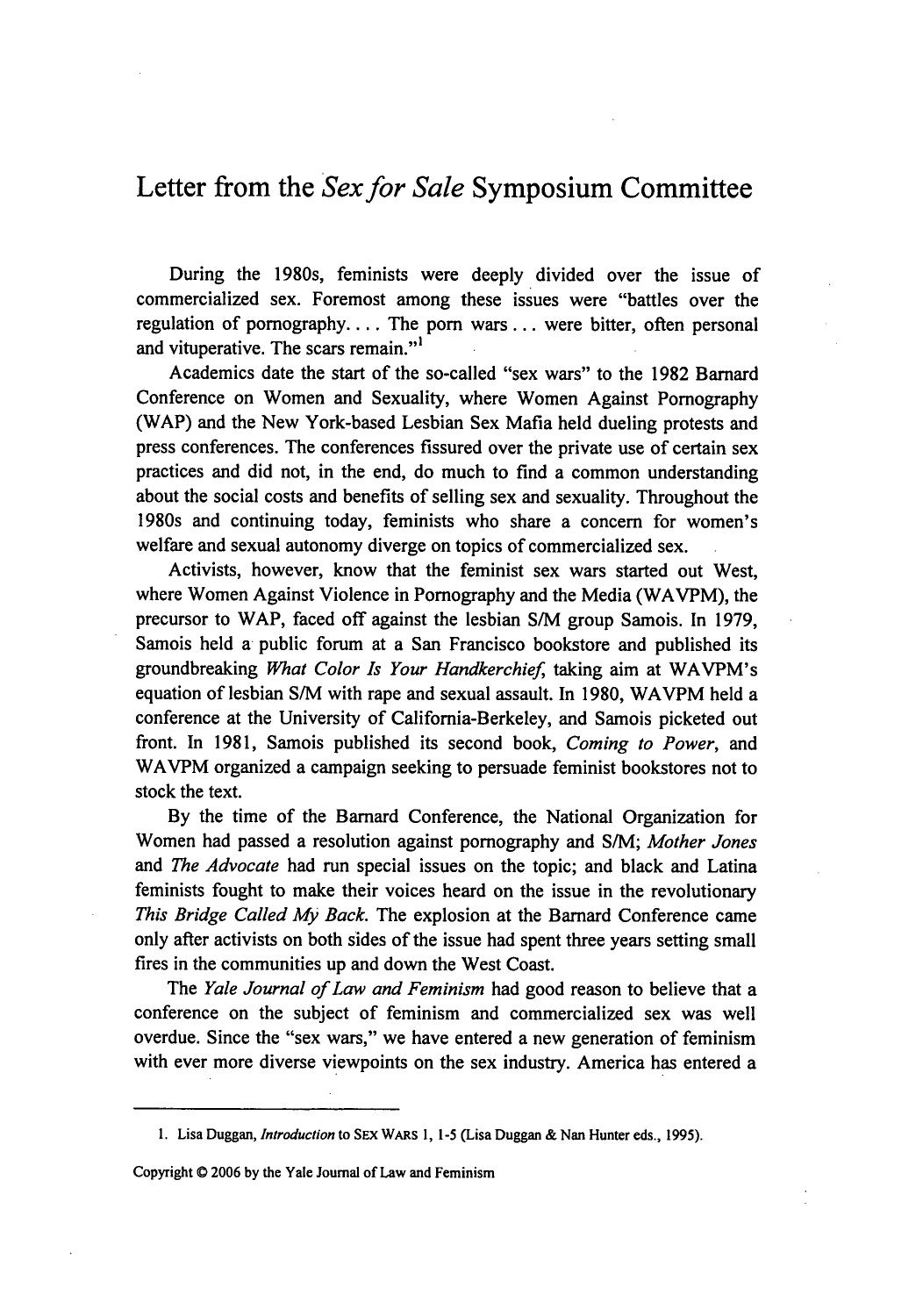# Letter from the *Sex for Sale* Symposium Committee

During the 1980s, feminists were deeply divided over the issue of commercialized sex. Foremost among these issues were "battles over the regulation of pornography. . . . The porn wars . . . were bitter, often personal and vituperative. The scars remain."[1]

Academics date the start of the so-called "sex wars" to the 1982 Barnard Conference on Women and Sexuality, where Women Against Pornography (WAP) and the New York-based Lesbian Sex Mafia held dueling protests and press conferences. The conferences fissured over the private use of certain sex practices and did not, in the end, do much to find a common understanding about the social costs and benefits of selling sex and sexuality. Throughout the 1980s and continuing today, feminists who share a concern for women's welfare and sexual autonomy diverge on topics of commercialized sex.

Activists, however, know that the feminist sex wars started out West, where Women Against Violence in Pornography and the Media (WAVPM), the precursor to WAP, faced off against the lesbian S/M group Samois. In 1979, Samois held a public forum at a San Francisco bookstore and published its groundbreaking *What Color Is Your Handkerchief*, taking aim at WAVPM's equation of lesbian S/M with rape and sexual assault. In 1980, WAVPM held a conference at the University of California-Berkeley, and Samois picketed out front. In 1981, Samois published its second book, *Coming to Power*, and WAVPM organized a campaign seeking to persuade feminist bookstores not to stock the text.

By the time of the Barnard Conference, the National Organization for Women had passed a resolution against pornography and S/M; *Mother Jones* and *The Advocate* had run special issues on the topic; and black and Latina feminists fought to make their voices heard on the issue in the revolutionary *This Bridge Called My Back*. The explosion at the Barnard Conference came only after activists on both sides of the issue had spent three years setting small fires in the communities up and down the West Coast.

The *Yale Journal of Law and Feminism* had good reason to believe that a conference on the subject of feminism and commercialized sex was well overdue. Since the "sex wars," we have entered a new generation of feminism with ever more diverse viewpoints on the sex industry. America has entered a

---

1. Lisa Duggan, *Introduction* to SEX WARS 1, 1-5 (Lisa Duggan & Nan Hunter eds., 1995).

Copyright © 2006 by the Yale Journal of Law and Feminism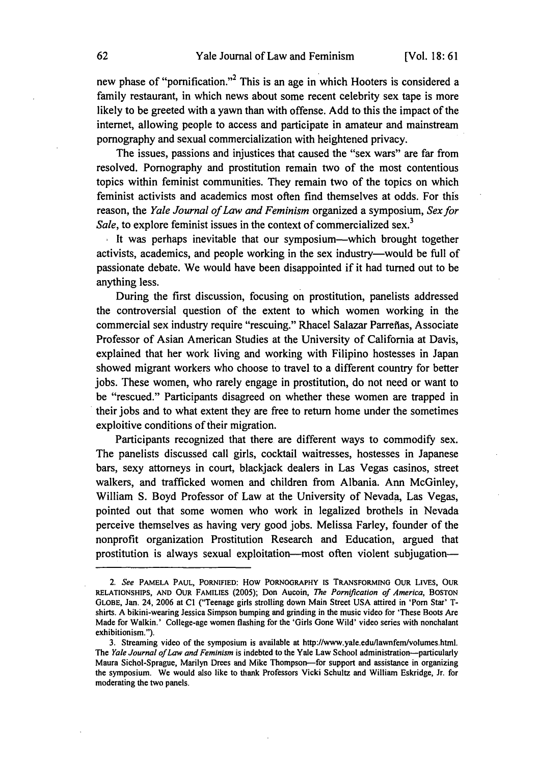new phase of "pornification."[2] This is an age in which Hooters is considered a family restaurant, in which news about some recent celebrity sex tape is more likely to be greeted with a yawn than with offense. Add to this the impact of the internet, allowing people to access and participate in amateur and mainstream pornography and sexual commercialization with heightened privacy.

The issues, passions and injustices that caused the "sex wars" are far from resolved. Pornography and prostitution remain two of the most contentious topics within feminist communities. They remain two of the topics on which feminist activists and academics most often find themselves at odds. For this reason, the *Yale Journal of Law and Feminism* organized a symposium, *Sex for Sale*, to explore feminist issues in the context of commercialized sex.[3]

It was perhaps inevitable that our symposium—which brought together activists, academics, and people working in the sex industry—would be full of passionate debate. We would have been disappointed if it had turned out to be anything less.

During the first discussion, focusing on prostitution, panelists addressed the controversial question of the extent to which women working in the commercial sex industry require "rescuing." Rhacel Salazar Parreñas, Associate Professor of Asian American Studies at the University of California at Davis, explained that her work living and working with Filipino hostesses in Japan showed migrant workers who choose to travel to a different country for better jobs. These women, who rarely engage in prostitution, do not need or want to be "rescued." Participants disagreed on whether these women are trapped in their jobs and to what extent they are free to return home under the sometimes exploitive conditions of their migration.

Participants recognized that there are different ways to commodify sex. The panelists discussed call girls, cocktail waitresses, hostesses in Japanese bars, sexy attorneys in court, blackjack dealers in Las Vegas casinos, street walkers, and trafficked women and children from Albania. Ann McGinley, William S. Boyd Professor of Law at the University of Nevada, Las Vegas, pointed out that some women who work in legalized brothels in Nevada perceive themselves as having very good jobs. Melissa Farley, founder of the nonprofit organization Prostitution Research and Education, argued that prostitution is always sexual exploitation—most often violent subjugation—

---

2. *See* PAMELA PAUL, PORNIFIED: HOW PORNOGRAPHY IS TRANSFORMING OUR LIVES, OUR RELATIONSHIPS, AND OUR FAMILIES (2005); Don Aucoin, *The Pornification of America*, BOSTON GLOBE, Jan. 24, 2006 at C1 ("Teenage girls strolling down Main Street USA attired in 'Porn Star' T-shirts. A bikini-wearing Jessica Simpson bumping and grinding in the music video for 'These Boots Are Made for Walkin.' College-age women flashing for the 'Girls Gone Wild' video series with nonchalant exhibitionism.").

3. Streaming video of the symposium is available at http://www.yale.edu/lawnfem/volumes.html. The *Yale Journal of Law and Feminism* is indebted to the Yale Law School administration—particularly Maura Sichol-Sprague, Marilyn Drees and Mike Thompson—for support and assistance in organizing the symposium. We would also like to thank Professors Vicki Schultz and William Eskridge, Jr. for moderating the two panels.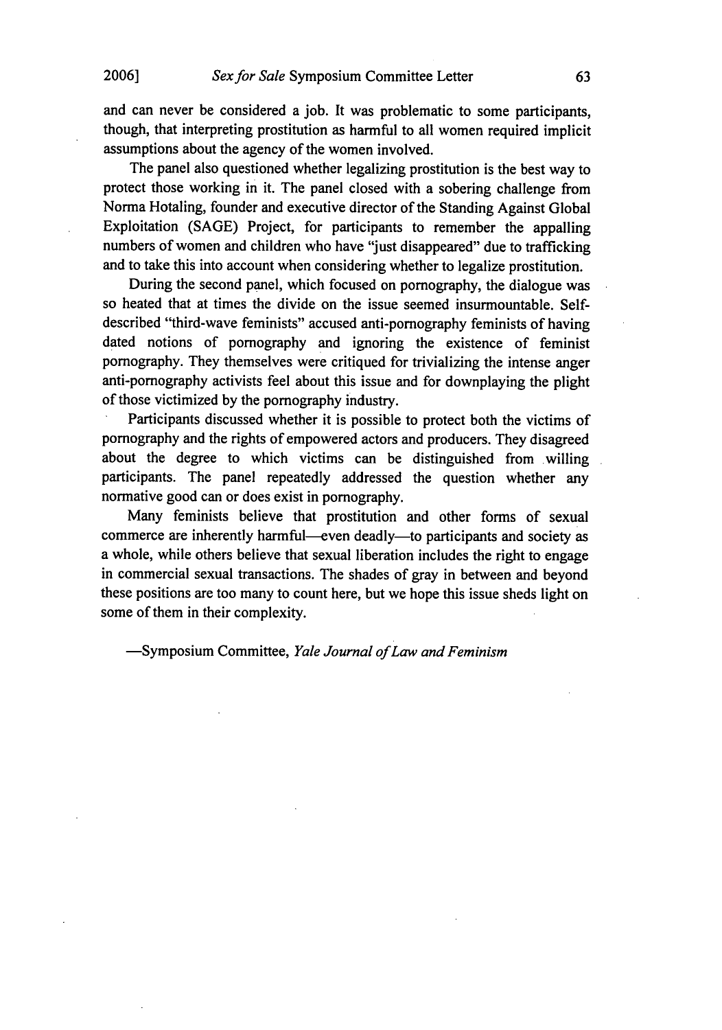and can never be considered a job. It was problematic to some participants, though, that interpreting prostitution as harmful to all women required implicit assumptions about the agency of the women involved.

The panel also questioned whether legalizing prostitution is the best way to protect those working in it. The panel closed with a sobering challenge from Norma Hotaling, founder and executive director of the Standing Against Global Exploitation (SAGE) Project, for participants to remember the appalling numbers of women and children who have "just disappeared" due to trafficking and to take this into account when considering whether to legalize prostitution.

During the second panel, which focused on pornography, the dialogue was so heated that at times the divide on the issue seemed insurmountable. Self-described "third-wave feminists" accused anti-pornography feminists of having dated notions of pornography and ignoring the existence of feminist pornography. They themselves were critiqued for trivializing the intense anger anti-pornography activists feel about this issue and for downplaying the plight of those victimized by the pornography industry.

Participants discussed whether it is possible to protect both the victims of pornography and the rights of empowered actors and producers. They disagreed about the degree to which victims can be distinguished from willing participants. The panel repeatedly addressed the question whether any normative good can or does exist in pornography.

Many feminists believe that prostitution and other forms of sexual commerce are inherently harmful—even deadly—to participants and society as a whole, while others believe that sexual liberation includes the right to engage in commercial sexual transactions. The shades of gray in between and beyond these positions are too many to count here, but we hope this issue sheds light on some of them in their complexity.

—Symposium Committee, *Yale Journal of Law and Feminism*